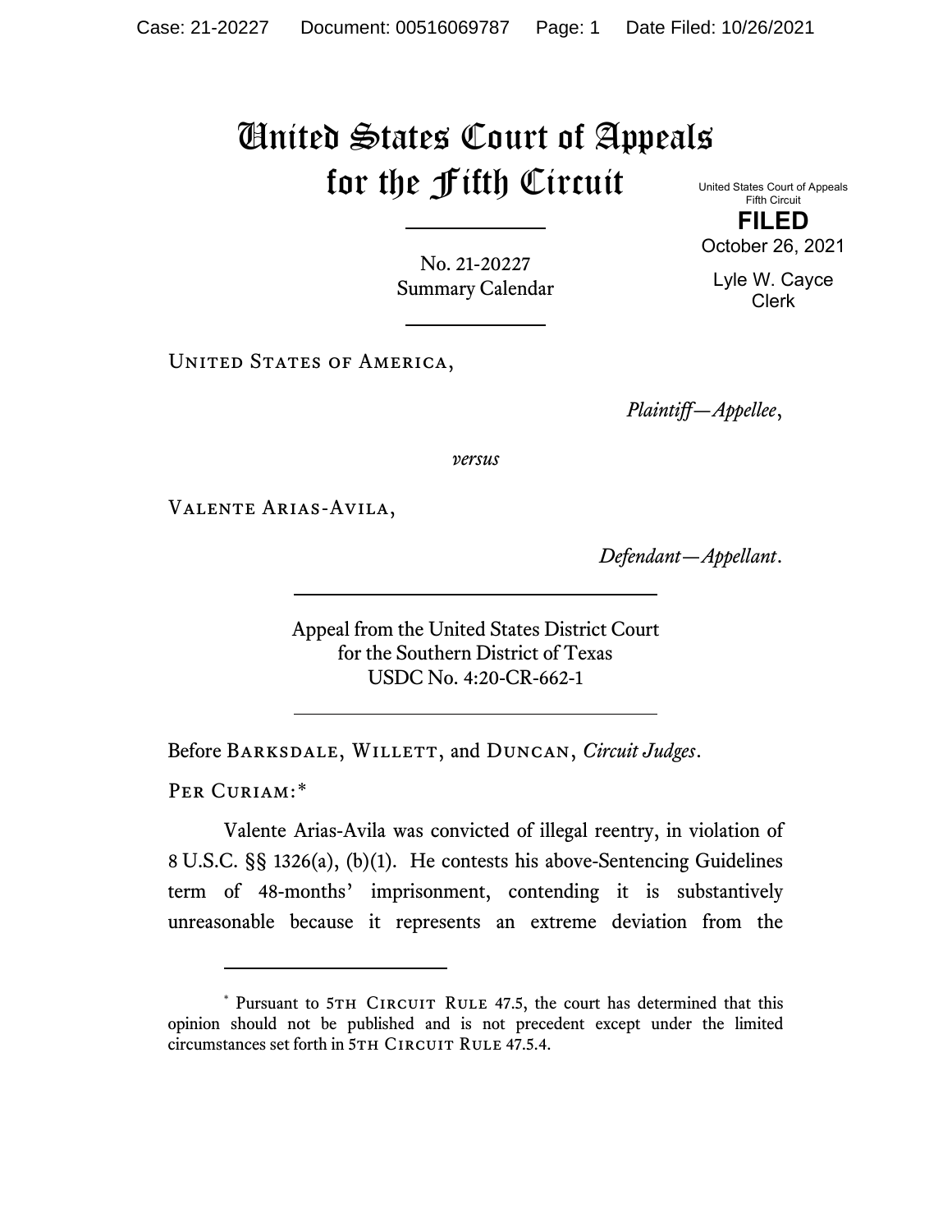# United States Court of Appeals for the Fifth Circuit

United States Court of Appeals
Fifth Circuit

**FILED**

October 26, 2021

Lyle W. Cayce
Clerk

No. 21-20227
Summary Calendar

United States of America,

*Plaintiff—Appellee*,

*versus*

Valente Arias-Avila,

*Defendant—Appellant*.

Appeal from the United States District Court
for the Southern District of Texas
USDC No. 4:20-CR-662-1

Before Barksdale, Willett, and Duncan, *Circuit Judges*.

Per Curiam:*

Valente Arias-Avila was convicted of illegal reentry, in violation of 8 U.S.C. §§ 1326(a), (b)(1). He contests his above-Sentencing Guidelines term of 48-months' imprisonment, contending it is substantively unreasonable because it represents an extreme deviation from the

---

\* Pursuant to 5th Circuit Rule 47.5, the court has determined that this opinion should not be published and is not precedent except under the limited circumstances set forth in 5th Circuit Rule 47.5.4.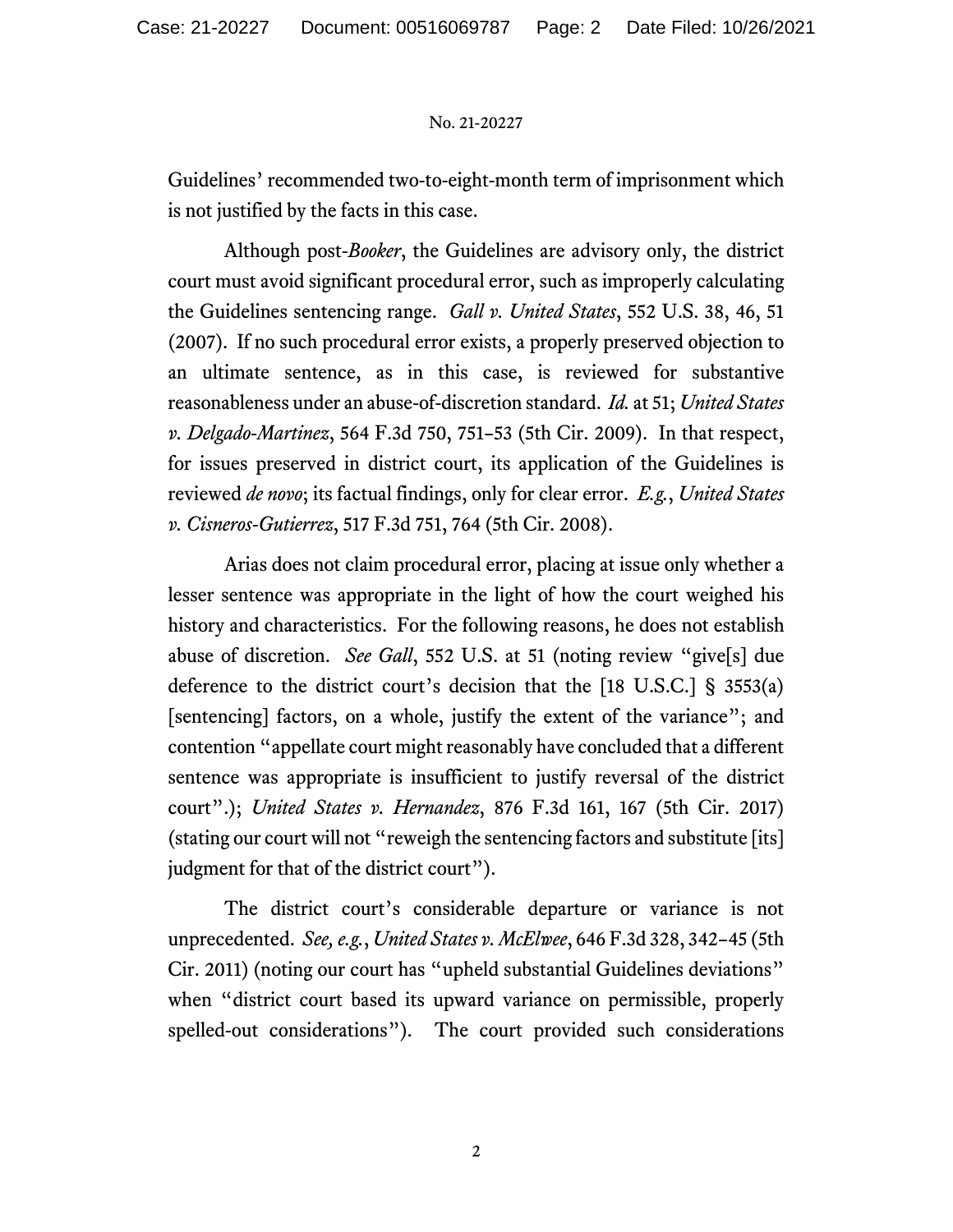Guidelines' recommended two-to-eight-month term of imprisonment which is not justified by the facts in this case.

Although post-*Booker*, the Guidelines are advisory only, the district court must avoid significant procedural error, such as improperly calculating the Guidelines sentencing range. *Gall v. United States*, 552 U.S. 38, 46, 51 (2007). If no such procedural error exists, a properly preserved objection to an ultimate sentence, as in this case, is reviewed for substantive reasonableness under an abuse-of-discretion standard. *Id.* at 51; *United States v. Delgado-Martinez*, 564 F.3d 750, 751–53 (5th Cir. 2009). In that respect, for issues preserved in district court, its application of the Guidelines is reviewed *de novo*; its factual findings, only for clear error. *E.g.*, *United States v. Cisneros-Gutierrez*, 517 F.3d 751, 764 (5th Cir. 2008).

Arias does not claim procedural error, placing at issue only whether a lesser sentence was appropriate in the light of how the court weighed his history and characteristics. For the following reasons, he does not establish abuse of discretion. *See Gall*, 552 U.S. at 51 (noting review "give[s] due deference to the district court's decision that the [18 U.S.C.] § 3553(a) [sentencing] factors, on a whole, justify the extent of the variance"; and contention "appellate court might reasonably have concluded that a different sentence was appropriate is insufficient to justify reversal of the district court".); *United States v. Hernandez*, 876 F.3d 161, 167 (5th Cir. 2017) (stating our court will not "reweigh the sentencing factors and substitute [its] judgment for that of the district court").

The district court's considerable departure or variance is not unprecedented. *See, e.g.*, *United States v. McElwee*, 646 F.3d 328, 342–45 (5th Cir. 2011) (noting our court has "upheld substantial Guidelines deviations" when "district court based its upward variance on permissible, properly spelled-out considerations"). The court provided such considerations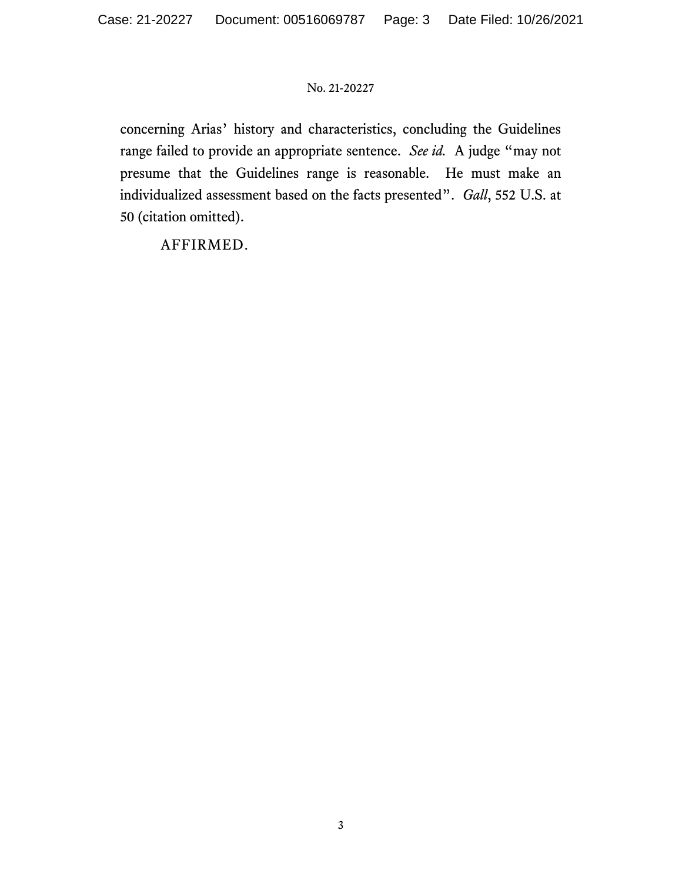concerning Arias' history and characteristics, concluding the Guidelines range failed to provide an appropriate sentence. *See id.* A judge "may not presume that the Guidelines range is reasonable. He must make an individualized assessment based on the facts presented". *Gall*, 552 U.S. at 50 (citation omitted).

AFFIRMED.